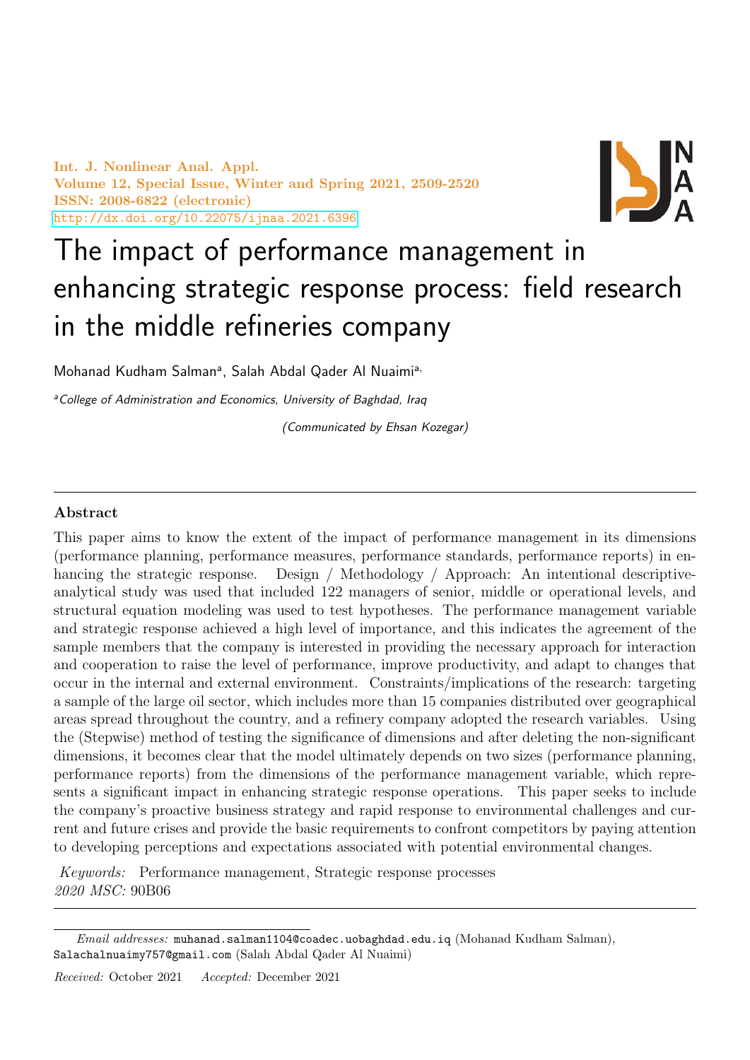# The impact of performance management in enhancing strategic response process: field research in the middle refineries company

Mohanad Kudham Salman[a], Salah Abdal Qader Al Nuaimi[a,]

[a]*College of Administration and Economics, University of Baghdad, Iraq*

*(Communicated by Ehsan Kozegar)*

---

### Abstract

This paper aims to know the extent of the impact of performance management in its dimensions (performance planning, performance measures, performance standards, performance reports) in enhancing the strategic response. Design / Methodology / Approach: An intentional descriptive-analytical study was used that included 122 managers of senior, middle or operational levels, and structural equation modeling was used to test hypotheses. The performance management variable and strategic response achieved a high level of importance, and this indicates the agreement of the sample members that the company is interested in providing the necessary approach for interaction and cooperation to raise the level of performance, improve productivity, and adapt to changes that occur in the internal and external environment. Constraints/implications of the research: targeting a sample of the large oil sector, which includes more than 15 companies distributed over geographical areas spread throughout the country, and a refinery company adopted the research variables. Using the (Stepwise) method of testing the significance of dimensions and after deleting the non-significant dimensions, it becomes clear that the model ultimately depends on two sizes (performance planning, performance reports) from the dimensions of the performance management variable, which represents a significant impact in enhancing strategic response operations. This paper seeks to include the company's proactive business strategy and rapid response to environmental challenges and current and future crises and provide the basic requirements to confront competitors by paying attention to developing perceptions and expectations associated with potential environmental changes.

*Keywords:* Performance management, Strategic response processes

*2020 MSC:* 90B06

---

*Email addresses:* muhanad.salman1104@coadec.uobaghdad.edu.iq (Mohanad Kudham Salman), Salachalnuaimy757@gmail.com (Salah Abdal Qader Al Nuaimi)

*Received:* October 2021 *Accepted:* December 2021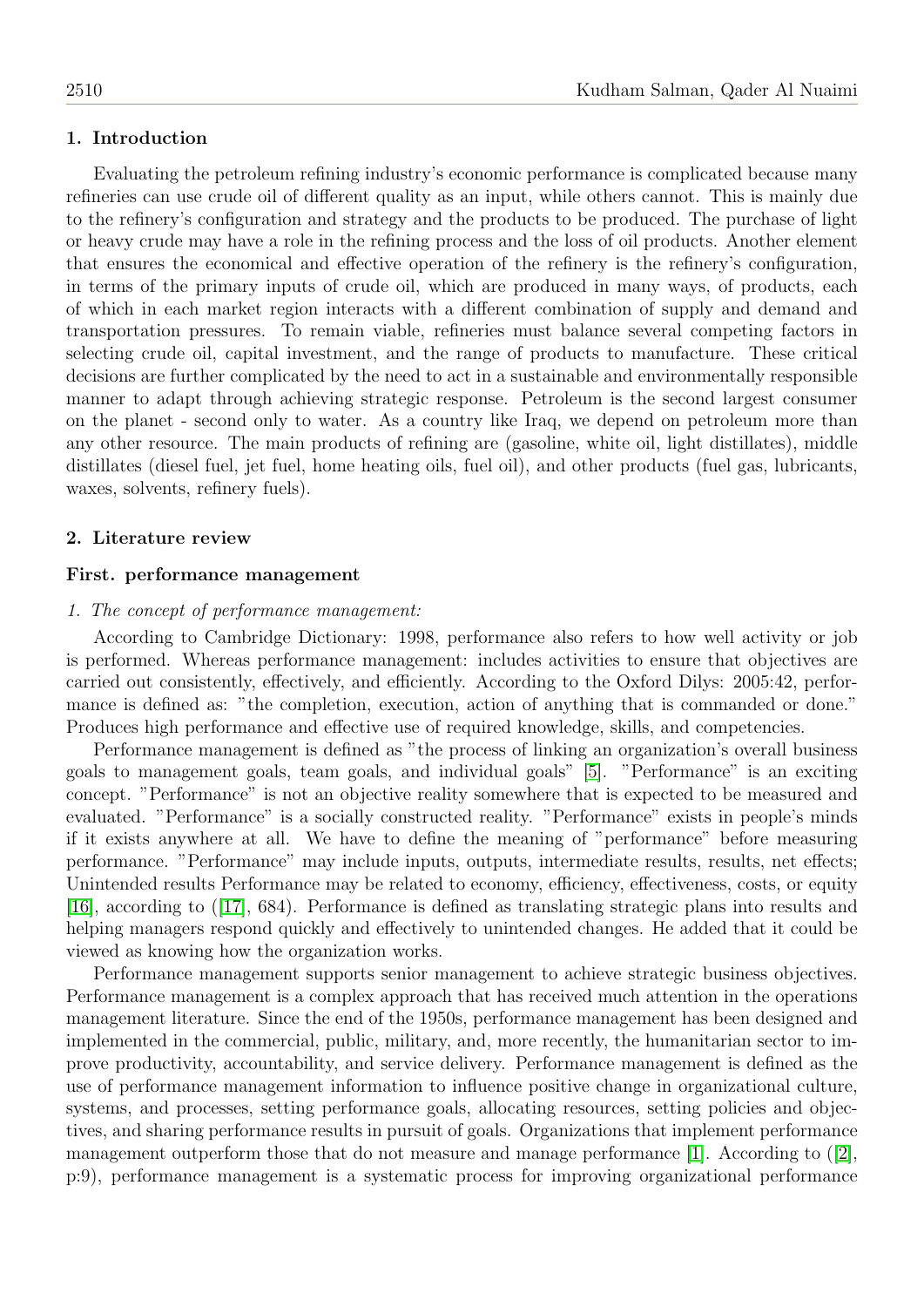## 1. Introduction

Evaluating the petroleum refining industry's economic performance is complicated because many refineries can use crude oil of different quality as an input, while others cannot. This is mainly due to the refinery's configuration and strategy and the products to be produced. The purchase of light or heavy crude may have a role in the refining process and the loss of oil products. Another element that ensures the economical and effective operation of the refinery is the refinery's configuration, in terms of the primary inputs of crude oil, which are produced in many ways, of products, each of which in each market region interacts with a different combination of supply and demand and transportation pressures. To remain viable, refineries must balance several competing factors in selecting crude oil, capital investment, and the range of products to manufacture. These critical decisions are further complicated by the need to act in a sustainable and environmentally responsible manner to adapt through achieving strategic response. Petroleum is the second largest consumer on the planet - second only to water. As a country like Iraq, we depend on petroleum more than any other resource. The main products of refining are (gasoline, white oil, light distillates), middle distillates (diesel fuel, jet fuel, home heating oils, fuel oil), and other products (fuel gas, lubricants, waxes, solvents, refinery fuels).

## 2. Literature review

### First. performance management

*1. The concept of performance management:*

According to Cambridge Dictionary: 1998, performance also refers to how well activity or job is performed. Whereas performance management: includes activities to ensure that objectives are carried out consistently, effectively, and efficiently. According to the Oxford Dilys: 2005:42, performance is defined as: "the completion, execution, action of anything that is commanded or done." Produces high performance and effective use of required knowledge, skills, and competencies.

Performance management is defined as "the process of linking an organization's overall business goals to management goals, team goals, and individual goals" [5]. "Performance" is an exciting concept. "Performance" is not an objective reality somewhere that is expected to be measured and evaluated. "Performance" is a socially constructed reality. "Performance" exists in people's minds if it exists anywhere at all. We have to define the meaning of "performance" before measuring performance. "Performance" may include inputs, outputs, intermediate results, results, net effects; Unintended results Performance may be related to economy, efficiency, effectiveness, costs, or equity [16], according to ([17], 684). Performance is defined as translating strategic plans into results and helping managers respond quickly and effectively to unintended changes. He added that it could be viewed as knowing how the organization works.

Performance management supports senior management to achieve strategic business objectives. Performance management is a complex approach that has received much attention in the operations management literature. Since the end of the 1950s, performance management has been designed and implemented in the commercial, public, military, and, more recently, the humanitarian sector to improve productivity, accountability, and service delivery. Performance management is defined as the use of performance management information to influence positive change in organizational culture, systems, and processes, setting performance goals, allocating resources, setting policies and objectives, and sharing performance results in pursuit of goals. Organizations that implement performance management outperform those that do not measure and manage performance [1]. According to ([2], p:9), performance management is a systematic process for improving organizational performance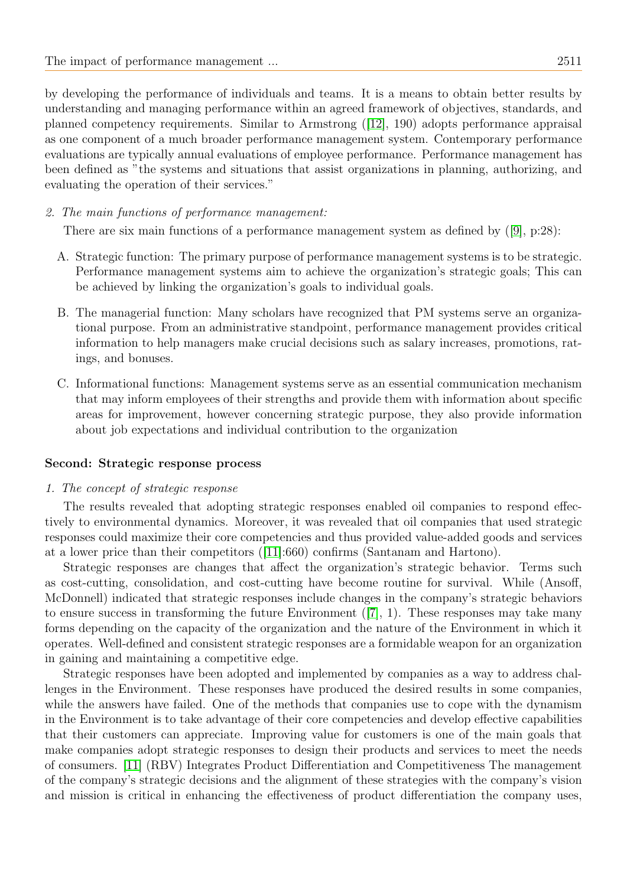by developing the performance of individuals and teams. It is a means to obtain better results by understanding and managing performance within an agreed framework of objectives, standards, and planned competency requirements. Similar to Armstrong ([12], 190) adopts performance appraisal as one component of a much broader performance management system. Contemporary performance evaluations are typically annual evaluations of employee performance. Performance management has been defined as "the systems and situations that assist organizations in planning, authorizing, and evaluating the operation of their services."

*2. The main functions of performance management:*

There are six main functions of a performance management system as defined by ([9], p:28):

A. Strategic function: The primary purpose of performance management systems is to be strategic. Performance management systems aim to achieve the organization's strategic goals; This can be achieved by linking the organization's goals to individual goals.

B. The managerial function: Many scholars have recognized that PM systems serve an organizational purpose. From an administrative standpoint, performance management provides critical information to help managers make crucial decisions such as salary increases, promotions, ratings, and bonuses.

C. Informational functions: Management systems serve as an essential communication mechanism that may inform employees of their strengths and provide them with information about specific areas for improvement, however concerning strategic purpose, they also provide information about job expectations and individual contribution to the organization

**Second: Strategic response process**

*1. The concept of strategic response*

The results revealed that adopting strategic responses enabled oil companies to respond effectively to environmental dynamics. Moreover, it was revealed that oil companies that used strategic responses could maximize their core competencies and thus provided value-added goods and services at a lower price than their competitors ([11]:660) confirms (Santanam and Hartono).

Strategic responses are changes that affect the organization's strategic behavior. Terms such as cost-cutting, consolidation, and cost-cutting have become routine for survival. While (Ansoff, McDonnell) indicated that strategic responses include changes in the company's strategic behaviors to ensure success in transforming the future Environment ([7], 1). These responses may take many forms depending on the capacity of the organization and the nature of the Environment in which it operates. Well-defined and consistent strategic responses are a formidable weapon for an organization in gaining and maintaining a competitive edge.

Strategic responses have been adopted and implemented by companies as a way to address challenges in the Environment. These responses have produced the desired results in some companies, while the answers have failed. One of the methods that companies use to cope with the dynamism in the Environment is to take advantage of their core competencies and develop effective capabilities that their customers can appreciate. Improving value for customers is one of the main goals that make companies adopt strategic responses to design their products and services to meet the needs of consumers. [11] (RBV) Integrates Product Differentiation and Competitiveness The management of the company's strategic decisions and the alignment of these strategies with the company's vision and mission is critical in enhancing the effectiveness of product differentiation the company uses,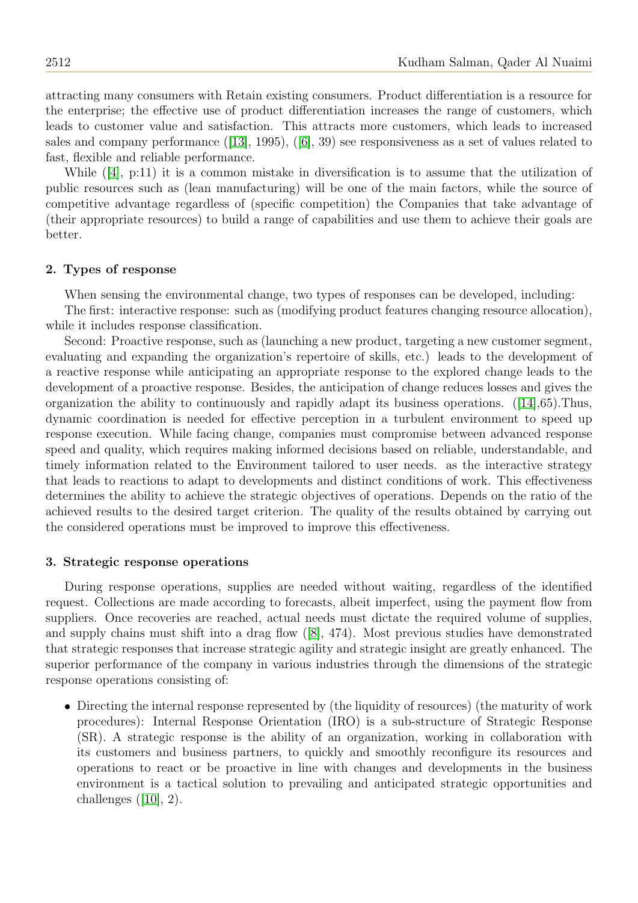attracting many consumers with Retain existing consumers. Product differentiation is a resource for the enterprise; the effective use of product differentiation increases the range of customers, which leads to customer value and satisfaction. This attracts more customers, which leads to increased sales and company performance ([13], 1995), ([6], 39) see responsiveness as a set of values related to fast, flexible and reliable performance.

While ([4], p:11) it is a common mistake in diversification is to assume that the utilization of public resources such as (lean manufacturing) will be one of the main factors, while the source of competitive advantage regardless of (specific competition) the Companies that take advantage of (their appropriate resources) to build a range of capabilities and use them to achieve their goals are better.

## 2. Types of response

When sensing the environmental change, two types of responses can be developed, including:

The first: interactive response: such as (modifying product features changing resource allocation), while it includes response classification.

Second: Proactive response, such as (launching a new product, targeting a new customer segment, evaluating and expanding the organization's repertoire of skills, etc.) leads to the development of a reactive response while anticipating an appropriate response to the explored change leads to the development of a proactive response. Besides, the anticipation of change reduces losses and gives the organization the ability to continuously and rapidly adapt its business operations. ([14],65).Thus, dynamic coordination is needed for effective perception in a turbulent environment to speed up response execution. While facing change, companies must compromise between advanced response speed and quality, which requires making informed decisions based on reliable, understandable, and timely information related to the Environment tailored to user needs. as the interactive strategy that leads to reactions to adapt to developments and distinct conditions of work. This effectiveness determines the ability to achieve the strategic objectives of operations. Depends on the ratio of the achieved results to the desired target criterion. The quality of the results obtained by carrying out the considered operations must be improved to improve this effectiveness.

## 3. Strategic response operations

During response operations, supplies are needed without waiting, regardless of the identified request. Collections are made according to forecasts, albeit imperfect, using the payment flow from suppliers. Once recoveries are reached, actual needs must dictate the required volume of supplies, and supply chains must shift into a drag flow ([8], 474). Most previous studies have demonstrated that strategic responses that increase strategic agility and strategic insight are greatly enhanced. The superior performance of the company in various industries through the dimensions of the strategic response operations consisting of:

- Directing the internal response represented by (the liquidity of resources) (the maturity of work procedures): Internal Response Orientation (IRO) is a sub-structure of Strategic Response (SR). A strategic response is the ability of an organization, working in collaboration with its customers and business partners, to quickly and smoothly reconfigure its resources and operations to react or be proactive in line with changes and developments in the business environment is a tactical solution to prevailing and anticipated strategic opportunities and challenges ([10], 2).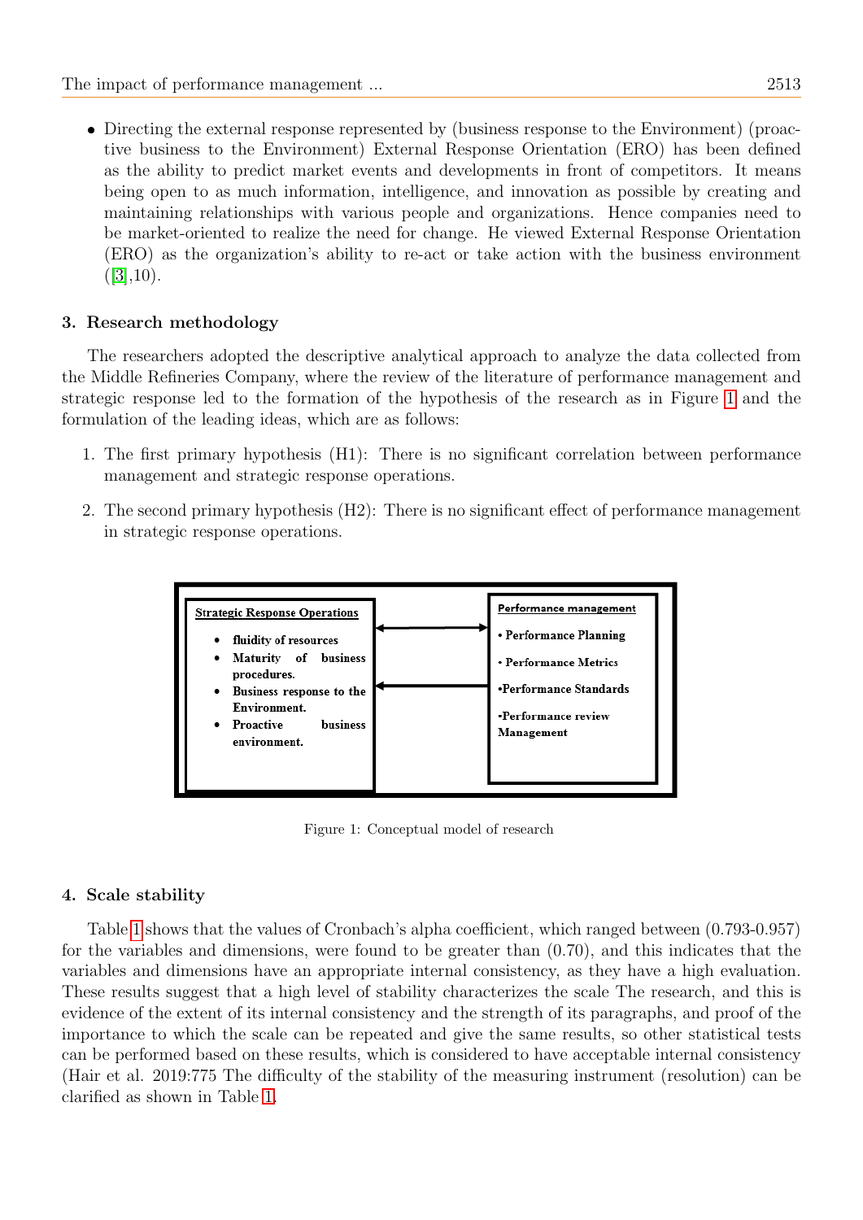- Directing the external response represented by (business response to the Environment) (proactive business to the Environment) External Response Orientation (ERO) has been defined as the ability to predict market events and developments in front of competitors. It means being open to as much information, intelligence, and innovation as possible by creating and maintaining relationships with various people and organizations. Hence companies need to be market-oriented to realize the need for change. He viewed External Response Orientation (ERO) as the organization's ability to re-act or take action with the business environment ([3],10).

## 3. Research methodology

The researchers adopted the descriptive analytical approach to analyze the data collected from the Middle Refineries Company, where the review of the literature of performance management and strategic response led to the formation of the hypothesis of the research as in Figure 1 and the formulation of the leading ideas, which are as follows:

1. The first primary hypothesis (H1): There is no significant correlation between performance management and strategic response operations.
2. The second primary hypothesis (H2): There is no significant effect of performance management in strategic response operations.

**Strategic Response Operations**

- fluidity of resources
- Maturity of business procedures.
- Business response to the Environment.
- Proactive business environment.

**Performance management**

- Performance Planning
- Performance Metrics
- Performance Standards
- Performance review Management

Figure 1: Conceptual model of research

## 4. Scale stability

Table 1 shows that the values of Cronbach's alpha coefficient, which ranged between (0.793-0.957) for the variables and dimensions, were found to be greater than (0.70), and this indicates that the variables and dimensions have an appropriate internal consistency, as they have a high evaluation. These results suggest that a high level of stability characterizes the scale The research, and this is evidence of the extent of its internal consistency and the strength of its paragraphs, and proof of the importance to which the scale can be repeated and give the same results, so other statistical tests can be performed based on these results, which is considered to have acceptable internal consistency (Hair et al. 2019:775 The difficulty of the stability of the measuring instrument (resolution) can be clarified as shown in Table 1.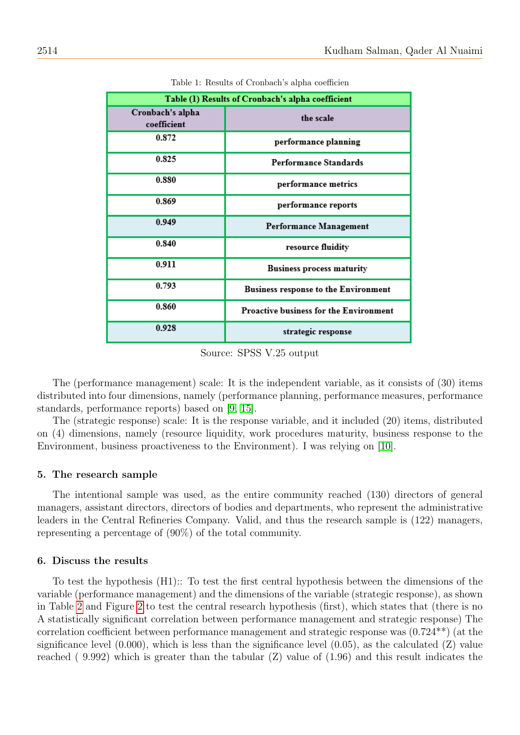Table 1: Results of Cronbach's alpha coefficien

| Table (1) Results of Cronbach's alpha coefficient | |
|---|---|
| **Cronbach's alpha coefficient** | **the scale** |
| 0.872 | performance planning |
| 0.825 | Performance Standards |
| 0.880 | performance metrics |
| 0.869 | performance reports |
| 0.949 | Performance Management |
| 0.840 | resource fluidity |
| 0.911 | Business process maturity |
| 0.793 | Business response to the Environment |
| 0.860 | Proactive business for the Environment |
| 0.928 | strategic response |

Source: SPSS V.25 output

The (performance management) scale: It is the independent variable, as it consists of (30) items distributed into four dimensions, namely (performance planning, performance measures, performance standards, performance reports) based on [9, 15].

The (strategic response) scale: It is the response variable, and it included (20) items, distributed on (4) dimensions, namely (resource liquidity, work procedures maturity, business response to the Environment, business proactiveness to the Environment). I was relying on [10].

## 5. The research sample

The intentional sample was used, as the entire community reached (130) directors of general managers, assistant directors, directors of bodies and departments, who represent the administrative leaders in the Central Refineries Company. Valid, and thus the research sample is (122) managers, representing a percentage of (90%) of the total community.

## 6. Discuss the results

To test the hypothesis (H1):: To test the first central hypothesis between the dimensions of the variable (performance management) and the dimensions of the variable (strategic response), as shown in Table 2 and Figure 2 to test the central research hypothesis (first), which states that (there is no A statistically significant correlation between performance management and strategic response) The correlation coefficient between performance management and strategic response was (0.724**) (at the significance level (0.000), which is less than the significance level (0.05), as the calculated (Z) value reached ( 9.992) which is greater than the tabular (Z) value of (1.96) and this result indicates the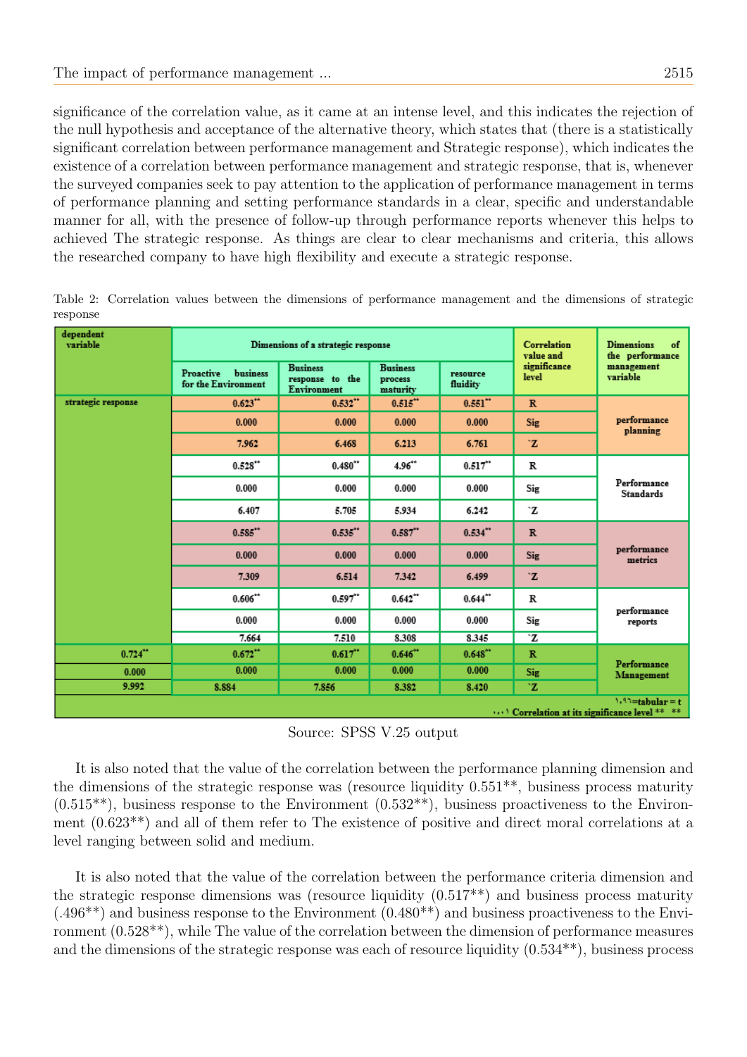significance of the correlation value, as it came at an intense level, and this indicates the rejection of the null hypothesis and acceptance of the alternative theory, which states that (there is a statistically significant correlation between performance management and Strategic response), which indicates the existence of a correlation between performance management and strategic response, that is, whenever the surveyed companies seek to pay attention to the application of performance management in terms of performance planning and setting performance standards in a clear, specific and understandable manner for all, with the presence of follow-up through performance reports whenever this helps to achieved The strategic response. As things are clear to clear mechanisms and criteria, this allows the researched company to have high flexibility and execute a strategic response.

Table 2: Correlation values between the dimensions of performance management and the dimensions of strategic response

| dependent variable | Dimensions of a strategic response | | | | Correlation value and significance level | Dimensions of the performance management variable |
|---|---|---|---|---|---|---|
| | Proactive business for the Environment | Business response to the Environment | Business process maturity | resource fluidity | | |
| strategic response | 0.623** | 0.532** | 0.515** | 0.551** | R | performance planning |
| | 0.000 | 0.000 | 0.000 | 0.000 | Sig | |
| | 7.962 | 6.468 | 6.213 | 6.761 | `Z | |
| | 0.528** | 0.480** | 4.96** | 0.517** | R | Performance Standards |
| | 0.000 | 0.000 | 0.000 | 0.000 | Sig | |
| | 6.407 | 5.705 | 5.934 | 6.242 | `Z | |
| | 0.585** | 0.535** | 0.587** | 0.534** | R | performance metrics |
| | 0.000 | 0.000 | 0.000 | 0.000 | Sig | |
| | 7.309 | 6.514 | 7.342 | 6.499 | `Z | |
| | 0.606** | 0.597** | 0.642** | 0.644** | R | performance reports |
| | 0.000 | 0.000 | 0.000 | 0.000 | Sig | |
| | 7.664 | 7.510 | 8.308 | 8.345 | `Z | |
| 0.724** | 0.672** | 0.617** | 0.646** | 0.648** | R | Performance Management |
| 0.000 | 0.000 | 0.000 | 0.000 | 0.000 | Sig | |
| 9.992 | 8.884 | 7.856 | 8.382 | 8.420 | `Z | |
| ١,٩٦=tabular = t<br>٠,٠١ Correlation at its significance level ** ** | | | | | | |

Source: SPSS V.25 output

It is also noted that the value of the correlation between the performance planning dimension and the dimensions of the strategic response was (resource liquidity 0.551**, business process maturity (0.515**), business response to the Environment (0.532**), business proactiveness to the Environment (0.623**) and all of them refer to The existence of positive and direct moral correlations at a level ranging between solid and medium.

It is also noted that the value of the correlation between the performance criteria dimension and the strategic response dimensions was (resource liquidity (0.517**) and business process maturity (.496**) and business response to the Environment (0.480**) and business proactiveness to the Environment (0.528**), while The value of the correlation between the dimension of performance measures and the dimensions of the strategic response was each of resource liquidity (0.534**), business process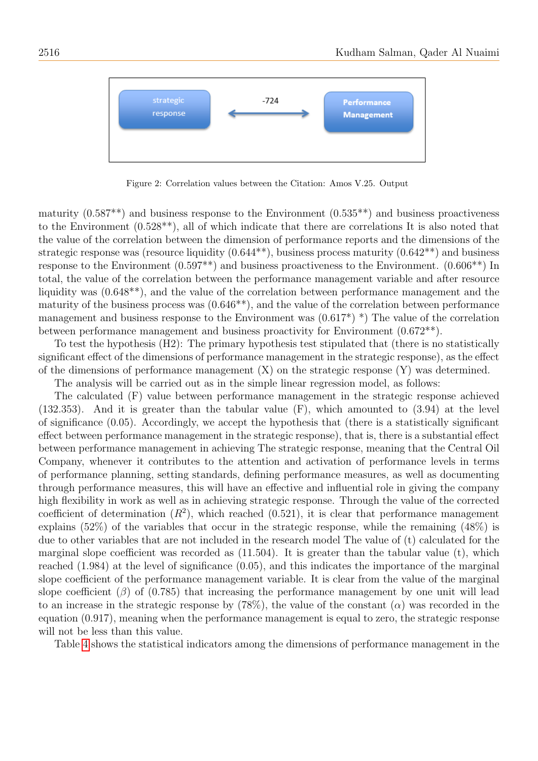strategic response ⟷ -724 ⟷ Performance Management

Figure 2: Correlation values between the Citation: Amos V.25. Output

maturity (0.587**) and business response to the Environment (0.535**) and business proactiveness to the Environment (0.528**), all of which indicate that there are correlations It is also noted that the value of the correlation between the dimension of performance reports and the dimensions of the strategic response was (resource liquidity (0.644**), business process maturity (0.642**) and business response to the Environment (0.597**) and business proactiveness to the Environment. (0.606**) In total, the value of the correlation between the performance management variable and after resource liquidity was (0.648**), and the value of the correlation between performance management and the maturity of the business process was (0.646**), and the value of the correlation between performance management and business response to the Environment was (0.617*) *) The value of the correlation between performance management and business proactivity for Environment (0.672**).

To test the hypothesis (H2): The primary hypothesis test stipulated that (there is no statistically significant effect of the dimensions of performance management in the strategic response), as the effect of the dimensions of performance management (X) on the strategic response (Y) was determined.

The analysis will be carried out as in the simple linear regression model, as follows:

The calculated (F) value between performance management in the strategic response achieved (132.353). And it is greater than the tabular value (F), which amounted to (3.94) at the level of significance (0.05). Accordingly, we accept the hypothesis that (there is a statistically significant effect between performance management in the strategic response), that is, there is a substantial effect between performance management in achieving The strategic response, meaning that the Central Oil Company, whenever it contributes to the attention and activation of performance levels in terms of performance planning, setting standards, defining performance measures, as well as documenting through performance measures, this will have an effective and influential role in giving the company high flexibility in work as well as in achieving strategic response. Through the value of the corrected coefficient of determination ($R^2$), which reached (0.521), it is clear that performance management explains (52%) of the variables that occur in the strategic response, while the remaining (48%) is due to other variables that are not included in the research model The value of (t) calculated for the marginal slope coefficient was recorded as (11.504). It is greater than the tabular value (t), which reached (1.984) at the level of significance (0.05), and this indicates the importance of the marginal slope coefficient of the performance management variable. It is clear from the value of the marginal slope coefficient ($\beta$) of (0.785) that increasing the performance management by one unit will lead to an increase in the strategic response by (78%), the value of the constant ($\alpha$) was recorded in the equation (0.917), meaning when the performance management is equal to zero, the strategic response will not be less than this value.

Table 4 shows the statistical indicators among the dimensions of performance management in the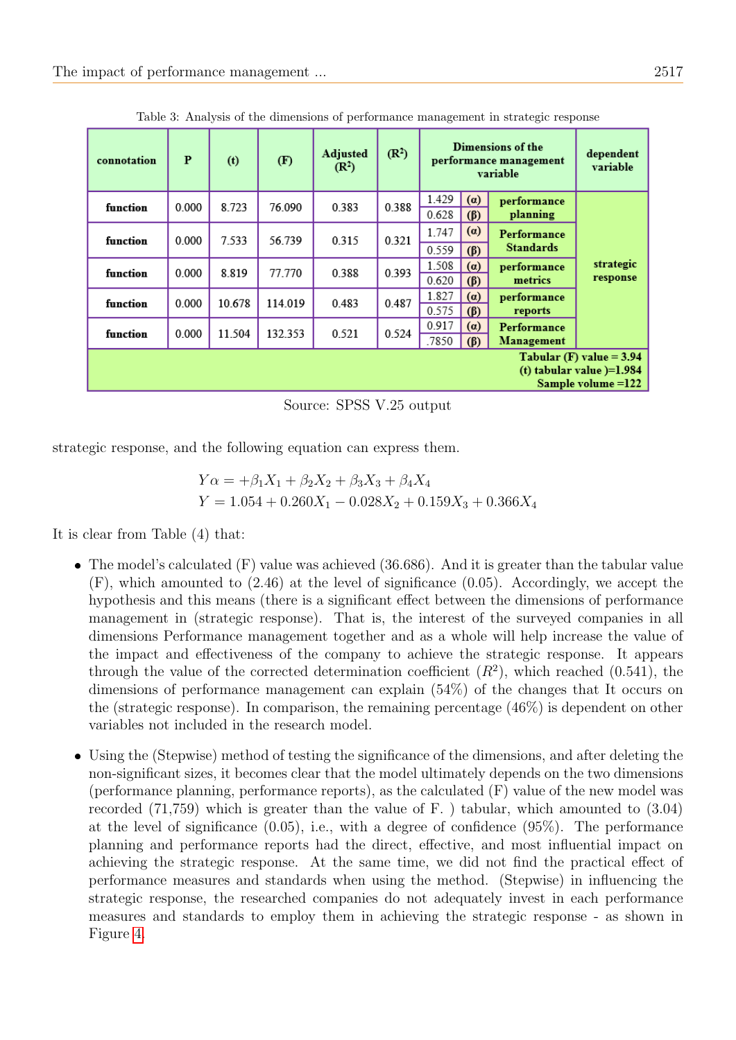Table 3: Analysis of the dimensions of performance management in strategic response

| connotation | P | (t) | (F) | Adjusted ($R^2$) | ($R^2$) | Dimensions of the performance management variable | | | dependent variable |
|---|---|---|---|---|---|---|---|---|---|
| function | 0.000 | 8.723 | 76.090 | 0.383 | 0.388 | 1.429 | (α) | performance planning | strategic response |
| | | | | | | 0.628 | (β) | | |
| function | 0.000 | 7.533 | 56.739 | 0.315 | 0.321 | 1.747 | (α) | Performance Standards | |
| | | | | | | 0.559 | (β) | | |
| function | 0.000 | 8.819 | 77.770 | 0.388 | 0.393 | 1.508 | (α) | performance metrics | |
| | | | | | | 0.620 | (β) | | |
| function | 0.000 | 10.678 | 114.019 | 0.483 | 0.487 | 1.827 | (α) | performance reports | |
| | | | | | | 0.575 | (β) | | |
| function | 0.000 | 11.504 | 132.353 | 0.521 | 0.524 | 0.917 | (α) | Performance Management | |
| | | | | | | .7850 | (β) | | |
| Tabular (F) value = 3.94 (t) tabular value )=1.984 Sample volume =122 | | | | | | | | | |

Source: SPSS V.25 output

strategic response, and the following equation can express them.

$$Y\alpha = +\beta_1 X_1 + \beta_2 X_2 + \beta_3 X_3 + \beta_4 X_4$$
$$Y = 1.054 + 0.260X_1 - 0.028X_2 + 0.159X_3 + 0.366X_4$$

It is clear from Table (4) that:

- The model's calculated (F) value was achieved (36.686). And it is greater than the tabular value (F), which amounted to (2.46) at the level of significance (0.05). Accordingly, we accept the hypothesis and this means (there is a significant effect between the dimensions of performance management in (strategic response). That is, the interest of the surveyed companies in all dimensions Performance management together and as a whole will help increase the value of the impact and effectiveness of the company to achieve the strategic response. It appears through the value of the corrected determination coefficient ($R^2$), which reached (0.541), the dimensions of performance management can explain (54%) of the changes that It occurs on the (strategic response). In comparison, the remaining percentage (46%) is dependent on other variables not included in the research model.

- Using the (Stepwise) method of testing the significance of the dimensions, and after deleting the non-significant sizes, it becomes clear that the model ultimately depends on the two dimensions (performance planning, performance reports), as the calculated (F) value of the new model was recorded (71,759) which is greater than the value of F. ) tabular, which amounted to (3.04) at the level of significance (0.05), i.e., with a degree of confidence (95%). The performance planning and performance reports had the direct, effective, and most influential impact on achieving the strategic response. At the same time, we did not find the practical effect of performance measures and standards when using the method. (Stepwise) in influencing the strategic response, the researched companies do not adequately invest in each performance measures and standards to employ them in achieving the strategic response - as shown in Figure 4.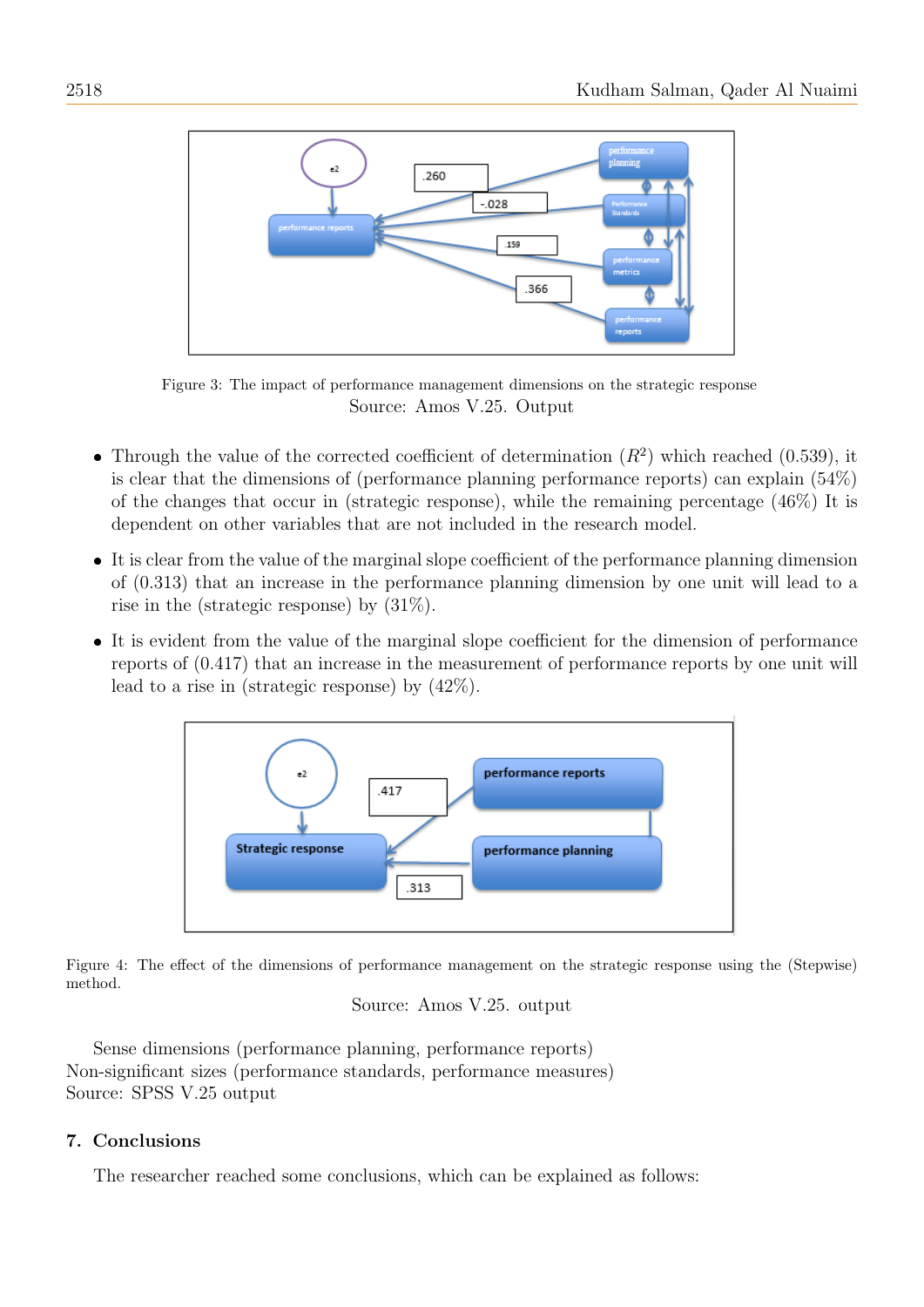Figure 3: The impact of performance management dimensions on the strategic response
Source: Amos V.25. Output

- Through the value of the corrected coefficient of determination ($R^2$) which reached (0.539), it is clear that the dimensions of (performance planning performance reports) can explain (54%) of the changes that occur in (strategic response), while the remaining percentage (46%) It is dependent on other variables that are not included in the research model.
- It is clear from the value of the marginal slope coefficient of the performance planning dimension of (0.313) that an increase in the performance planning dimension by one unit will lead to a rise in the (strategic response) by (31%).
- It is evident from the value of the marginal slope coefficient for the dimension of performance reports of (0.417) that an increase in the measurement of performance reports by one unit will lead to a rise in (strategic response) by (42%).

Figure 4: The effect of the dimensions of performance management on the strategic response using the (Stepwise) method.
Source: Amos V.25. output

Sense dimensions (performance planning, performance reports)
Non-significant sizes (performance standards, performance measures)
Source: SPSS V.25 output

## 7. Conclusions

The researcher reached some conclusions, which can be explained as follows: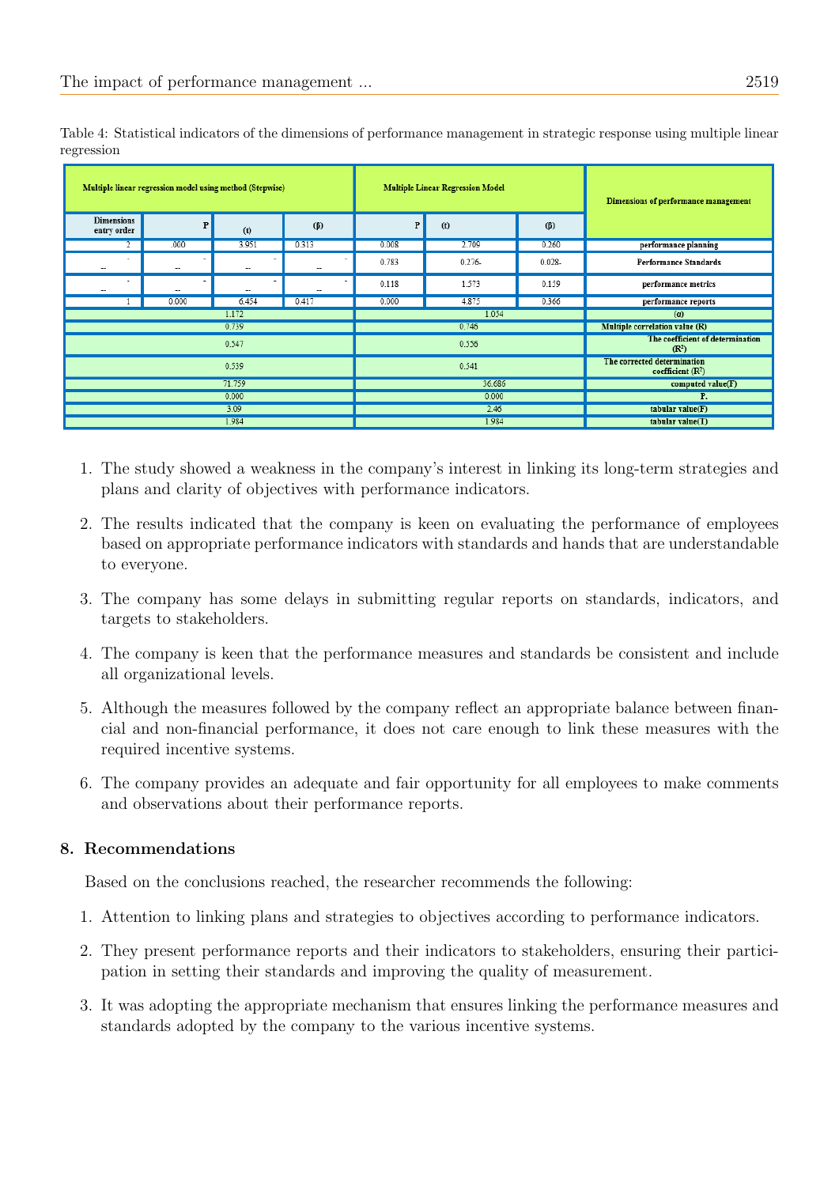Table 4: Statistical indicators of the dimensions of performance management in strategic response using multiple linear regression

| Multiple linear regression model using method (Stepwise) | | | | Multiple Linear Regression Model | | | Dimensions of performance management |
|---|---|---|---|---|---|---|---|
| Dimensions entry order | P | (t) | (β) | P | (t) | (β) | |
| 2 | .000 | 3.951 | 0.313 | 0.008 | 2.709 | 0.260 | performance planning |
| -- | -- | -- | -- | 0.783 | 0.276- | 0.028- | Performance Standards |
| -- | -- | -- | -- | 0.118 | 1.573 | 0.159 | performance metrics |
| 1 | 0.000 | 6.454 | 0.417 | 0.000 | 4.875 | 0.366 | performance reports |
| 1.172 | | | | 1.054 | | | (α) |
| 0.739 | | | | 0.746 | | | Multiple correlation value (R) |
| 0.547 | | | | 0.556 | | | The coefficient of determination ($R^2$) |
| 0.539 | | | | 0.541 | | | The corrected determination coefficient ($R^2$) |
| 71.759 | | | | 36.686 | | | computed value(F) |
| 0.000 | | | | 0.000 | | | P. |
| 3.09 | | | | 2.46 | | | tabular value(F) |
| 1.984 | | | | 1.984 | | | tabular value(T) |

1. The study showed a weakness in the company's interest in linking its long-term strategies and plans and clarity of objectives with performance indicators.
2. The results indicated that the company is keen on evaluating the performance of employees based on appropriate performance indicators with standards and hands that are understandable to everyone.
3. The company has some delays in submitting regular reports on standards, indicators, and targets to stakeholders.
4. The company is keen that the performance measures and standards be consistent and include all organizational levels.
5. Although the measures followed by the company reflect an appropriate balance between financial and non-financial performance, it does not care enough to link these measures with the required incentive systems.
6. The company provides an adequate and fair opportunity for all employees to make comments and observations about their performance reports.

## 8. Recommendations

Based on the conclusions reached, the researcher recommends the following:

1. Attention to linking plans and strategies to objectives according to performance indicators.
2. They present performance reports and their indicators to stakeholders, ensuring their participation in setting their standards and improving the quality of measurement.
3. It was adopting the appropriate mechanism that ensures linking the performance measures and standards adopted by the company to the various incentive systems.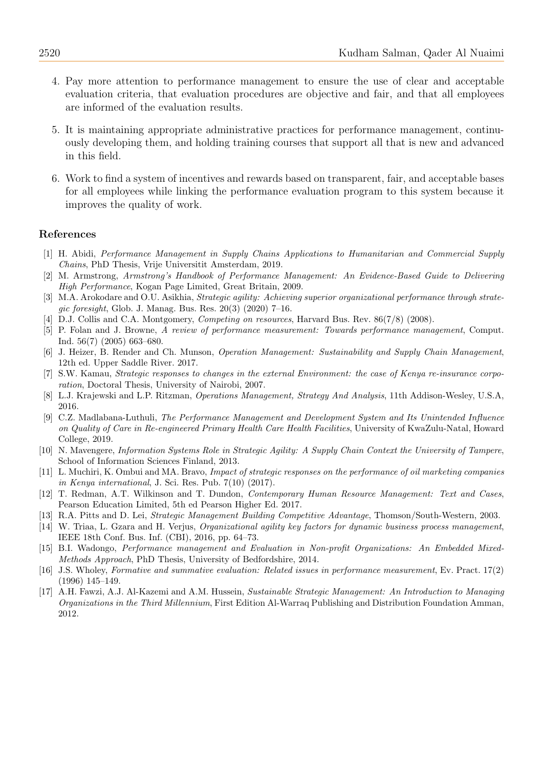4. Pay more attention to performance management to ensure the use of clear and acceptable evaluation criteria, that evaluation procedures are objective and fair, and that all employees are informed of the evaluation results.

5. It is maintaining appropriate administrative practices for performance management, continuously developing them, and holding training courses that support all that is new and advanced in this field.

6. Work to find a system of incentives and rewards based on transparent, fair, and acceptable bases for all employees while linking the performance evaluation program to this system because it improves the quality of work.

## References

[1] H. Abidi, *Performance Management in Supply Chains Applications to Humanitarian and Commercial Supply Chains*, PhD Thesis, Vrije Universitit Amsterdam, 2019.

[2] M. Armstrong, *Armstrong's Handbook of Performance Management: An Evidence-Based Guide to Delivering High Performance*, Kogan Page Limited, Great Britain, 2009.

[3] M.A. Arokodare and O.U. Asikhia, *Strategic agility: Achieving superior organizational performance through strategic foresight*, Glob. J. Manag. Bus. Res. 20(3) (2020) 7–16.

[4] D.J. Collis and C.A. Montgomery, *Competing on resources*, Harvard Bus. Rev. 86(7/8) (2008).

[5] P. Folan and J. Browne, *A review of performance measurement: Towards performance management*, Comput. Ind. 56(7) (2005) 663–680.

[6] J. Heizer, B. Render and Ch. Munson, *Operation Management: Sustainability and Supply Chain Management*, 12th ed. Upper Saddle River. 2017.

[7] S.W. Kamau, *Strategic responses to changes in the external Environment: the case of Kenya re-insurance corporation*, Doctoral Thesis, University of Nairobi, 2007.

[8] L.J. Krajewski and L.P. Ritzman, *Operations Management, Strategy And Analysis*, 11th Addison-Wesley, U.S.A, 2016.

[9] C.Z. Madlabana-Luthuli, *The Performance Management and Development System and Its Unintended Influence on Quality of Care in Re-engineered Primary Health Care Health Facilities*, University of KwaZulu-Natal, Howard College, 2019.

[10] N. Mavengere, *Information Systems Role in Strategic Agility: A Supply Chain Context the University of Tampere*, School of Information Sciences Finland, 2013.

[11] L. Muchiri, K. Ombui and MA. Bravo, *Impact of strategic responses on the performance of oil marketing companies in Kenya international*, J. Sci. Res. Pub. 7(10) (2017).

[12] T. Redman, A.T. Wilkinson and T. Dundon, *Contemporary Human Resource Management: Text and Cases*, Pearson Education Limited, 5th ed Pearson Higher Ed. 2017.

[13] R.A. Pitts and D. Lei, *Strategic Management Building Competitive Advantage*, Thomson/South-Western, 2003.

[14] W. Triaa, L. Gzara and H. Verjus, *Organizational agility key factors for dynamic business process management*, IEEE 18th Conf. Bus. Inf. (CBI), 2016, pp. 64–73.

[15] B.I. Wadongo, *Performance management and Evaluation in Non-profit Organizations: An Embedded Mixed-Methods Approach*, PhD Thesis, University of Bedfordshire, 2014.

[16] J.S. Wholey, *Formative and summative evaluation: Related issues in performance measurement*, Ev. Pract. 17(2) (1996) 145–149.

[17] A.H. Fawzi, A.J. Al-Kazemi and A.M. Hussein, *Sustainable Strategic Management: An Introduction to Managing Organizations in the Third Millennium*, First Edition Al-Warraq Publishing and Distribution Foundation Amman, 2012.